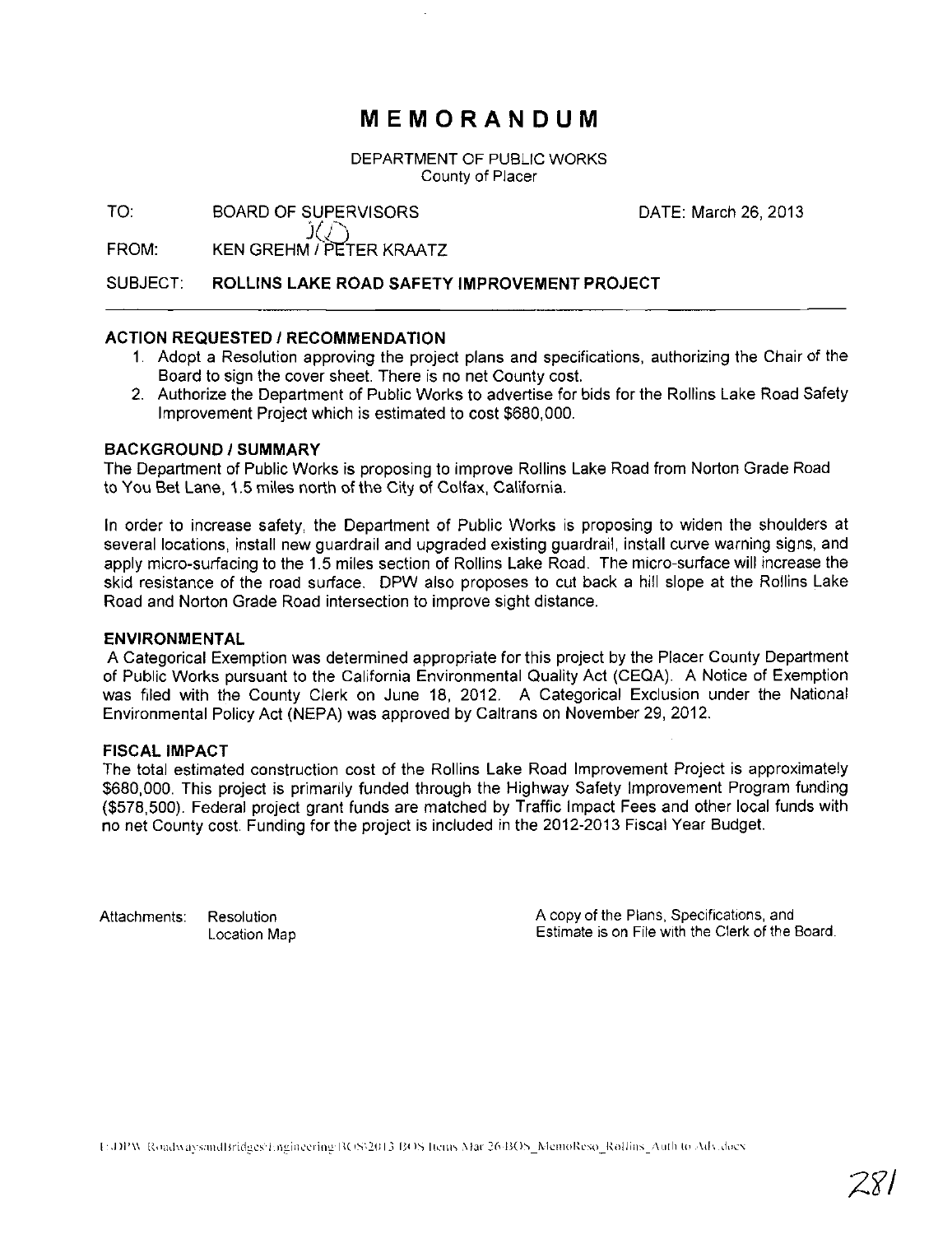# MEMORANDUM

DEPARTMENT OF PUBLIC WORKS
County of Placer

TO: BOARD OF SUPERVISORS DATE: March 26, 2013

FROM: KEN GREHM / PETER KRAATZ

SUBJECT: **ROLLINS LAKE ROAD SAFETY IMPROVEMENT PROJECT**

---

### ACTION REQUESTED / RECOMMENDATION

1. Adopt a Resolution approving the project plans and specifications, authorizing the Chair of the Board to sign the cover sheet. There is no net County cost.
2. Authorize the Department of Public Works to advertise for bids for the Rollins Lake Road Safety Improvement Project which is estimated to cost $680,000.

### BACKGROUND / SUMMARY

The Department of Public Works is proposing to improve Rollins Lake Road from Norton Grade Road to You Bet Lane, 1.5 miles north of the City of Colfax, California.

In order to increase safety, the Department of Public Works is proposing to widen the shoulders at several locations, install new guardrail and upgraded existing guardrail, install curve warning signs, and apply micro-surfacing to the 1.5 miles section of Rollins Lake Road. The micro-surface will increase the skid resistance of the road surface. DPW also proposes to cut back a hill slope at the Rollins Lake Road and Norton Grade Road intersection to improve sight distance.

### ENVIRONMENTAL

A Categorical Exemption was determined appropriate for this project by the Placer County Department of Public Works pursuant to the California Environmental Quality Act (CEQA). A Notice of Exemption was filed with the County Clerk on June 18, 2012. A Categorical Exclusion under the National Environmental Policy Act (NEPA) was approved by Caltrans on November 29, 2012.

### FISCAL IMPACT

The total estimated construction cost of the Rollins Lake Road Improvement Project is approximately $680,000. This project is primarily funded through the Highway Safety Improvement Program funding ($578,500). Federal project grant funds are matched by Traffic Impact Fees and other local funds with no net County cost. Funding for the project is included in the 2012-2013 Fiscal Year Budget.

Attachments: Resolution
Location Map

A copy of the Plans, Specifications, and Estimate is on File with the Clerk of the Board.

I:\DPW\RoadwaysandBridges\Engineering\BOS\2013 BOS Items\Mar 26\BOS_MemoReso_Rollins_Auth to Adv.docx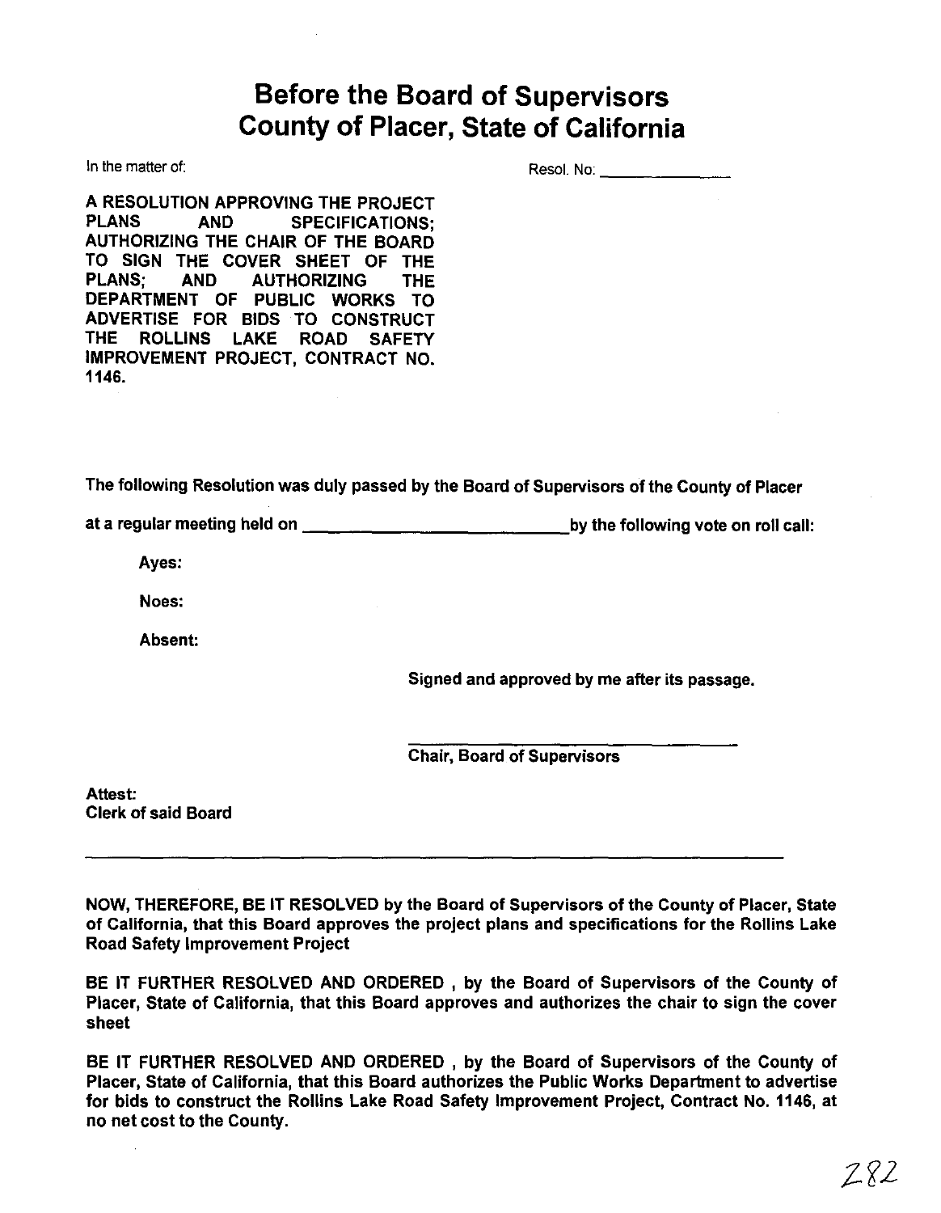# Before the Board of Supervisors
# County of Placer, State of California

In the matter of: Resol. No: _______________

**A RESOLUTION APPROVING THE PROJECT PLANS AND SPECIFICATIONS; AUTHORIZING THE CHAIR OF THE BOARD TO SIGN THE COVER SHEET OF THE PLANS; AND AUTHORIZING THE DEPARTMENT OF PUBLIC WORKS TO ADVERTISE FOR BIDS TO CONSTRUCT THE ROLLINS LAKE ROAD SAFETY IMPROVEMENT PROJECT, CONTRACT NO. 1146.**

**The following Resolution was duly passed by the Board of Supervisors of the County of Placer at a regular meeting held on _________________________ by the following vote on roll call:**

**Ayes:**

**Noes:**

**Absent:**

**Signed and approved by me after its passage.**

_______________________________

**Chair, Board of Supervisors**

**Attest:**
**Clerk of said Board**

---

**NOW, THEREFORE, BE IT RESOLVED by the Board of Supervisors of the County of Placer, State of California, that this Board approves the project plans and specifications for the Rollins Lake Road Safety Improvement Project**

**BE IT FURTHER RESOLVED AND ORDERED , by the Board of Supervisors of the County of Placer, State of California, that this Board approves and authorizes the chair to sign the cover sheet**

**BE IT FURTHER RESOLVED AND ORDERED , by the Board of Supervisors of the County of Placer, State of California, that this Board authorizes the Public Works Department to advertise for bids to construct the Rollins Lake Road Safety Improvement Project, Contract No. 1146, at no net cost to the County.**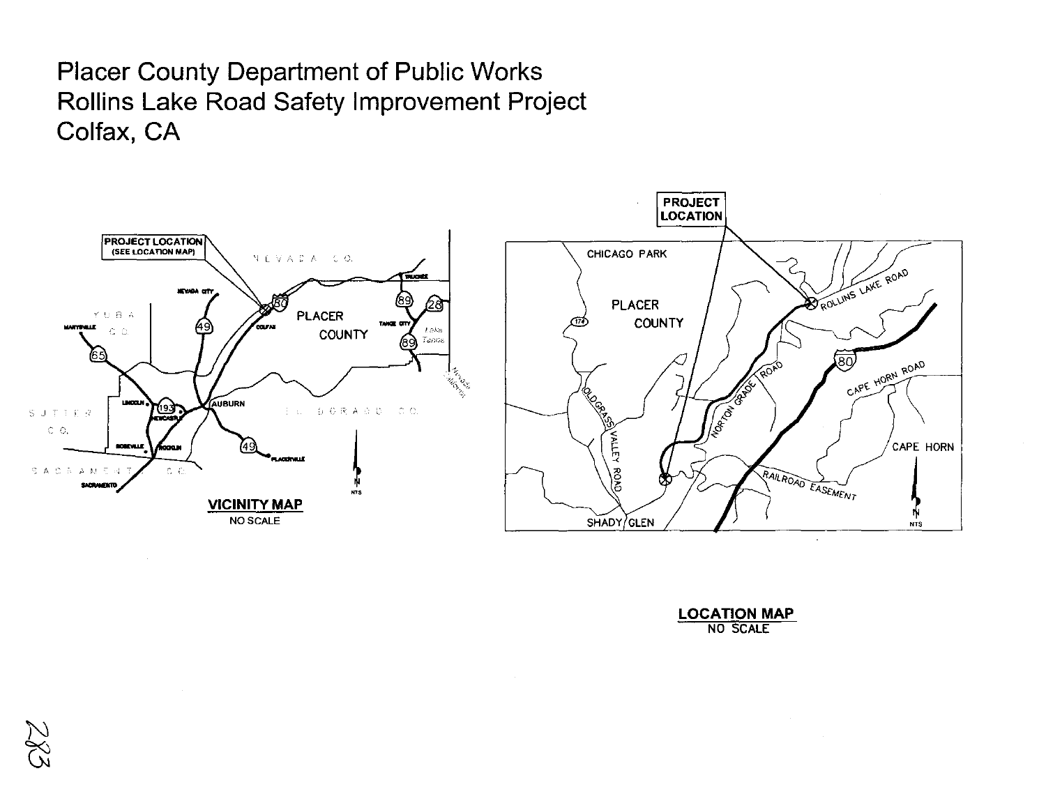# Placer County Department of Public Works
# Rollins Lake Road Safety Improvement Project
# Colfax, CA

PROJECT LOCATION (SEE LOCATION MAP)

NEVADA CO.

YUBA CO.

SUTTER CO.

SACRAMENTO CO.

EL DORADO CO.

PLACER COUNTY

NEVADA CITY

MARYSVILLE

COLFAX

TRUCKEE

TAHOE CITY

Lake Tahoe

Nevada California

LINCOLN

NEWCASTLE

AUBURN

ROSEVILLE

ROCKLIN

SACRAMENTO

PLACERVILLE

80, 49, 65, 193, 89, 28

N

NTS

**VICINITY MAP**

NO SCALE

PROJECT LOCATION

CHICAGO PARK

PLACER COUNTY

174

ROLLINS LAKE ROAD

NORTON GRADE ROAD

OLD GRASS VALLEY ROAD

80

CAPE HORN ROAD

CAPE HORN

RAILROAD EASEMENT

SHADY GLEN

N

NTS

**LOCATION MAP**

NO SCALE